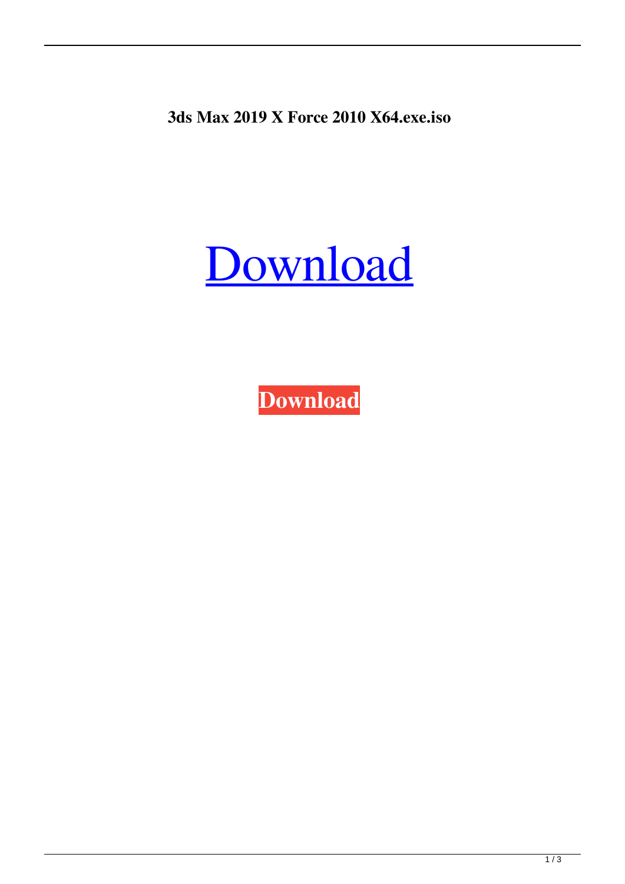**3ds Max 2019 X Force 2010 X64.exe.iso**

# [Download]

**Download**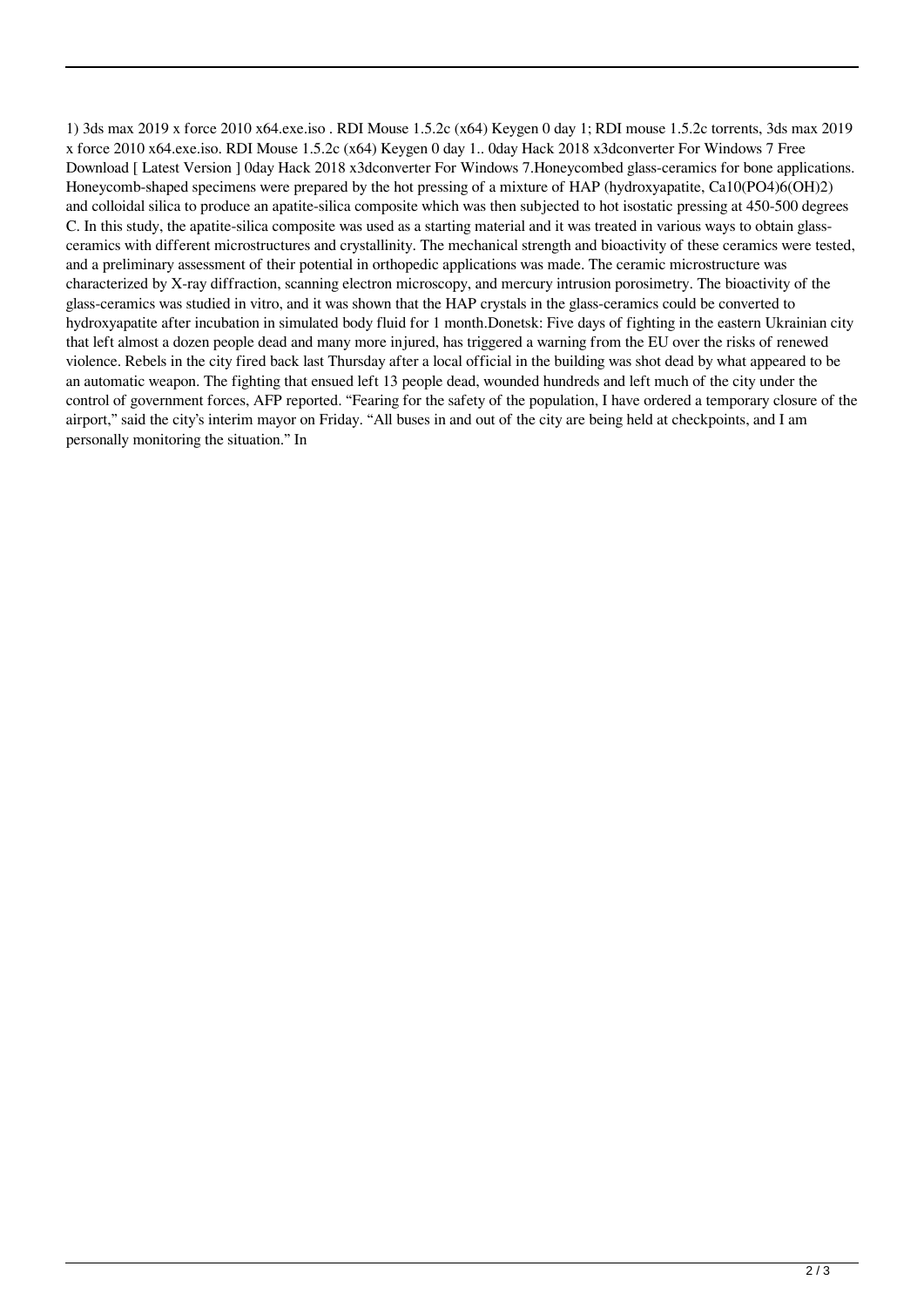1) 3ds max 2019 x force 2010 x64.exe.iso . RDI Mouse 1.5.2c (x64) Keygen 0 day 1; RDI mouse 1.5.2c torrents, 3ds max 2019 x force 2010 x64.exe.iso. RDI Mouse 1.5.2c (x64) Keygen 0 day 1.. 0day Hack 2018 x3dconverter For Windows 7 Free Download [ Latest Version ] 0day Hack 2018 x3dconverter For Windows 7.Honeycombed glass-ceramics for bone applications. Honeycomb-shaped specimens were prepared by the hot pressing of a mixture of HAP (hydroxyapatite, $Ca_{10}(PO_4)_6(OH)_2$) and colloidal silica to produce an apatite-silica composite which was then subjected to hot isostatic pressing at 450-500 degrees C. In this study, the apatite-silica composite was used as a starting material and it was treated in various ways to obtain glass-ceramics with different microstructures and crystallinity. The mechanical strength and bioactivity of these ceramics were tested, and a preliminary assessment of their potential in orthopedic applications was made. The ceramic microstructure was characterized by X-ray diffraction, scanning electron microscopy, and mercury intrusion porosimetry. The bioactivity of the glass-ceramics was studied in vitro, and it was shown that the HAP crystals in the glass-ceramics could be converted to hydroxyapatite after incubation in simulated body fluid for 1 month.Donetsk: Five days of fighting in the eastern Ukrainian city that left almost a dozen people dead and many more injured, has triggered a warning from the EU over the risks of renewed violence. Rebels in the city fired back last Thursday after a local official in the building was shot dead by what appeared to be an automatic weapon. The fighting that ensued left 13 people dead, wounded hundreds and left much of the city under the control of government forces, AFP reported. "Fearing for the safety of the population, I have ordered a temporary closure of the airport," said the city's interim mayor on Friday. "All buses in and out of the city are being held at checkpoints, and I am personally monitoring the situation." In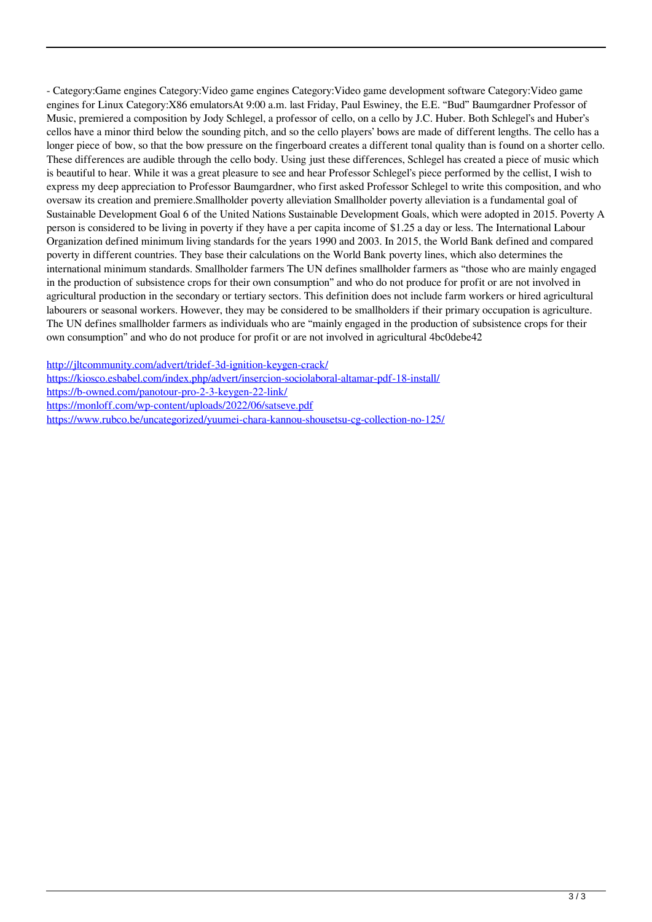- Category:Game engines Category:Video game engines Category:Video game development software Category:Video game engines for Linux Category:X86 emulatorsAt 9:00 a.m. last Friday, Paul Eswiney, the E.E. "Bud" Baumgardner Professor of Music, premiered a composition by Jody Schlegel, a professor of cello, on a cello by J.C. Huber. Both Schlegel's and Huber's cellos have a minor third below the sounding pitch, and so the cello players' bows are made of different lengths. The cello has a longer piece of bow, so that the bow pressure on the fingerboard creates a different tonal quality than is found on a shorter cello. These differences are audible through the cello body. Using just these differences, Schlegel has created a piece of music which is beautiful to hear. While it was a great pleasure to see and hear Professor Schlegel's piece performed by the cellist, I wish to express my deep appreciation to Professor Baumgardner, who first asked Professor Schlegel to write this composition, and who oversaw its creation and premiere.Smallholder poverty alleviation Smallholder poverty alleviation is a fundamental goal of Sustainable Development Goal 6 of the United Nations Sustainable Development Goals, which were adopted in 2015. Poverty A person is considered to be living in poverty if they have a per capita income of $1.25 a day or less. The International Labour Organization defined minimum living standards for the years 1990 and 2003. In 2015, the World Bank defined and compared poverty in different countries. They base their calculations on the World Bank poverty lines, which also determines the international minimum standards. Smallholder farmers The UN defines smallholder farmers as "those who are mainly engaged in the production of subsistence crops for their own consumption" and who do not produce for profit or are not involved in agricultural production in the secondary or tertiary sectors. This definition does not include farm workers or hired agricultural labourers or seasonal workers. However, they may be considered to be smallholders if their primary occupation is agriculture. The UN defines smallholder farmers as individuals who are "mainly engaged in the production of subsistence crops for their own consumption" and who do not produce for profit or are not involved in agricultural 4bc0debe42

http://jltcommunity.com/advert/tridef-3d-ignition-keygen-crack/
https://kiosco.esbabel.com/index.php/advert/insercion-sociolaboral-altamar-pdf-18-install/
https://b-owned.com/panotour-pro-2-3-keygen-22-link/
https://monloff.com/wp-content/uploads/2022/06/satseve.pdf
https://www.rubco.be/uncategorized/yuumei-chara-kannou-shousetsu-cg-collection-no-125/